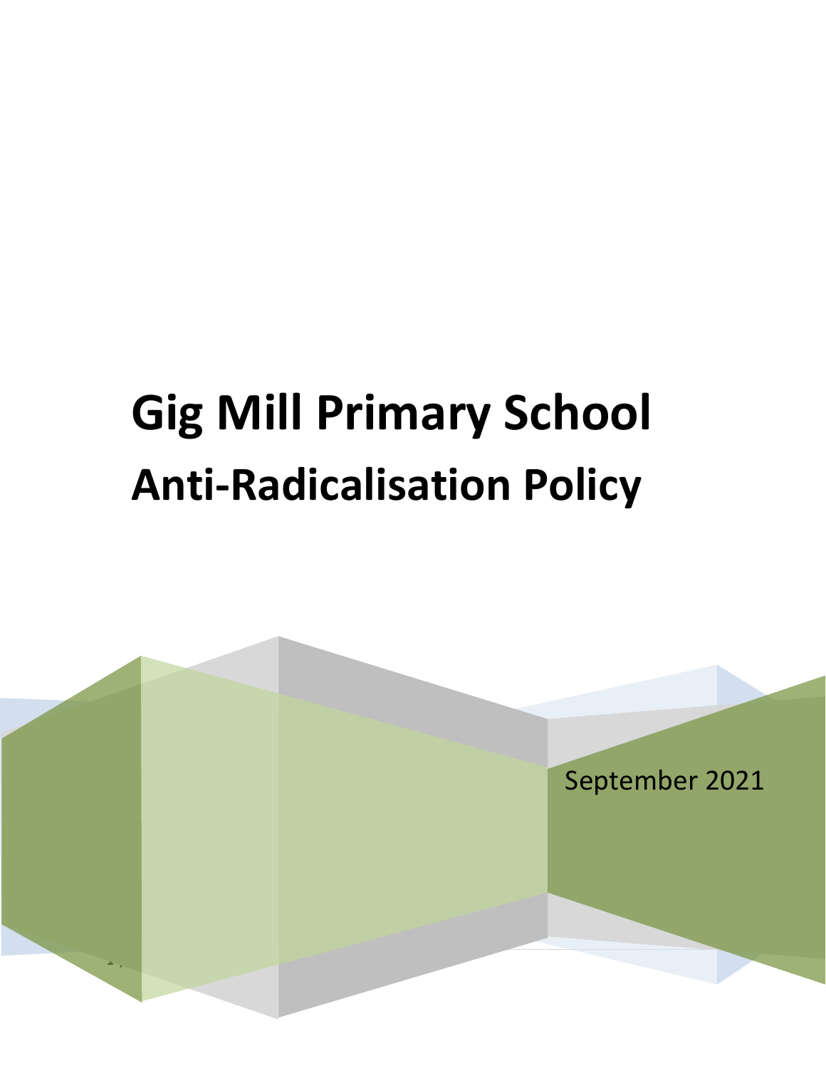# Gig Mill Primary School

## Anti-Radicalisation Policy

September 2021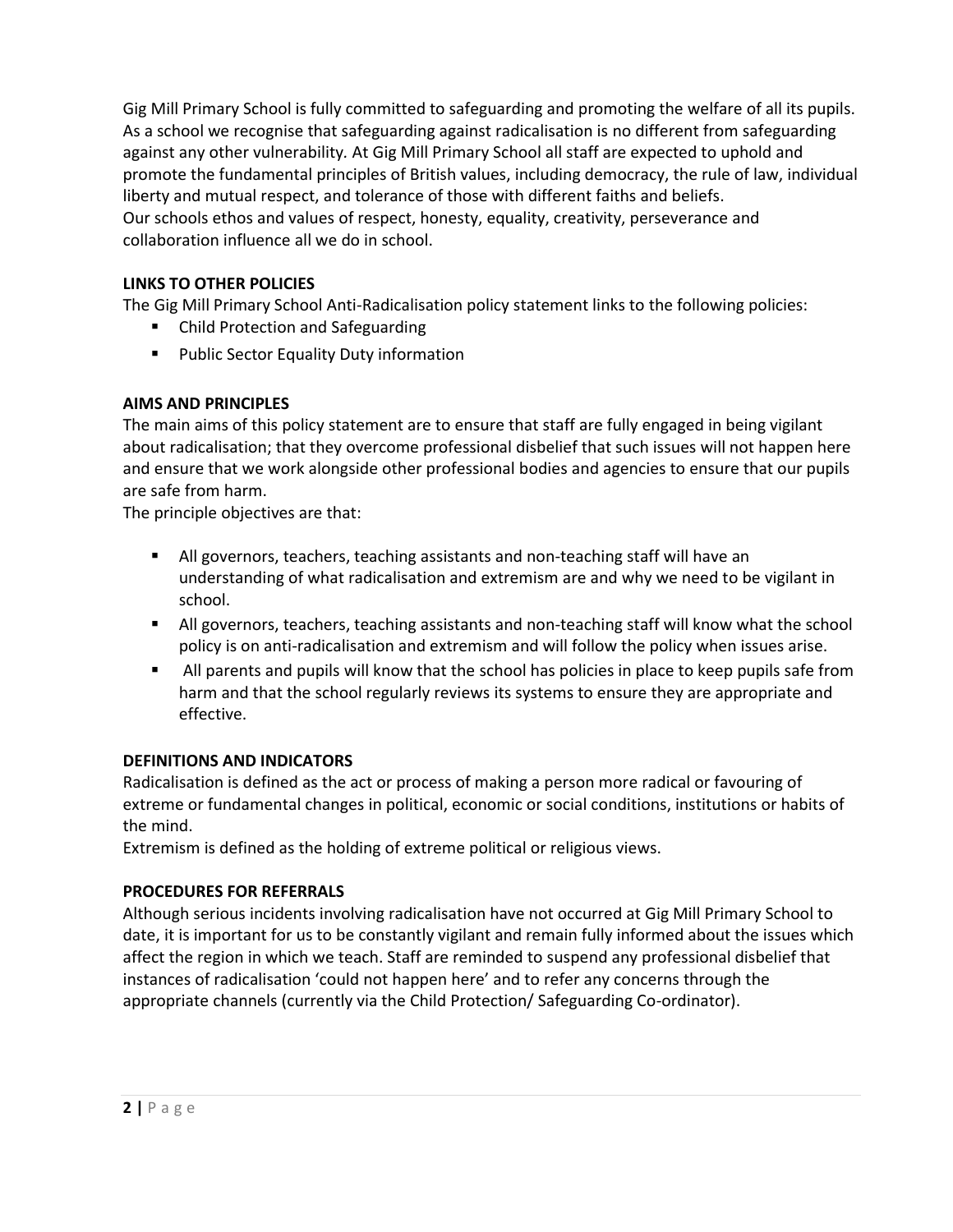Gig Mill Primary School is fully committed to safeguarding and promoting the welfare of all its pupils. As a school we recognise that safeguarding against radicalisation is no different from safeguarding against any other vulnerability. At Gig Mill Primary School all staff are expected to uphold and promote the fundamental principles of British values, including democracy, the rule of law, individual liberty and mutual respect, and tolerance of those with different faiths and beliefs.
Our schools ethos and values of respect, honesty, equality, creativity, perseverance and collaboration influence all we do in school.

**LINKS TO OTHER POLICIES**

The Gig Mill Primary School Anti-Radicalisation policy statement links to the following policies:

- Child Protection and Safeguarding
- Public Sector Equality Duty information

**AIMS AND PRINCIPLES**

The main aims of this policy statement are to ensure that staff are fully engaged in being vigilant about radicalisation; that they overcome professional disbelief that such issues will not happen here and ensure that we work alongside other professional bodies and agencies to ensure that our pupils are safe from harm.

The principle objectives are that:

- All governors, teachers, teaching assistants and non-teaching staff will have an understanding of what radicalisation and extremism are and why we need to be vigilant in school.
- All governors, teachers, teaching assistants and non-teaching staff will know what the school policy is on anti-radicalisation and extremism and will follow the policy when issues arise.
- All parents and pupils will know that the school has policies in place to keep pupils safe from harm and that the school regularly reviews its systems to ensure they are appropriate and effective.

**DEFINITIONS AND INDICATORS**

Radicalisation is defined as the act or process of making a person more radical or favouring of extreme or fundamental changes in political, economic or social conditions, institutions or habits of the mind.

Extremism is defined as the holding of extreme political or religious views.

**PROCEDURES FOR REFERRALS**

Although serious incidents involving radicalisation have not occurred at Gig Mill Primary School to date, it is important for us to be constantly vigilant and remain fully informed about the issues which affect the region in which we teach. Staff are reminded to suspend any professional disbelief that instances of radicalisation 'could not happen here' and to refer any concerns through the appropriate channels (currently via the Child Protection/ Safeguarding Co-ordinator).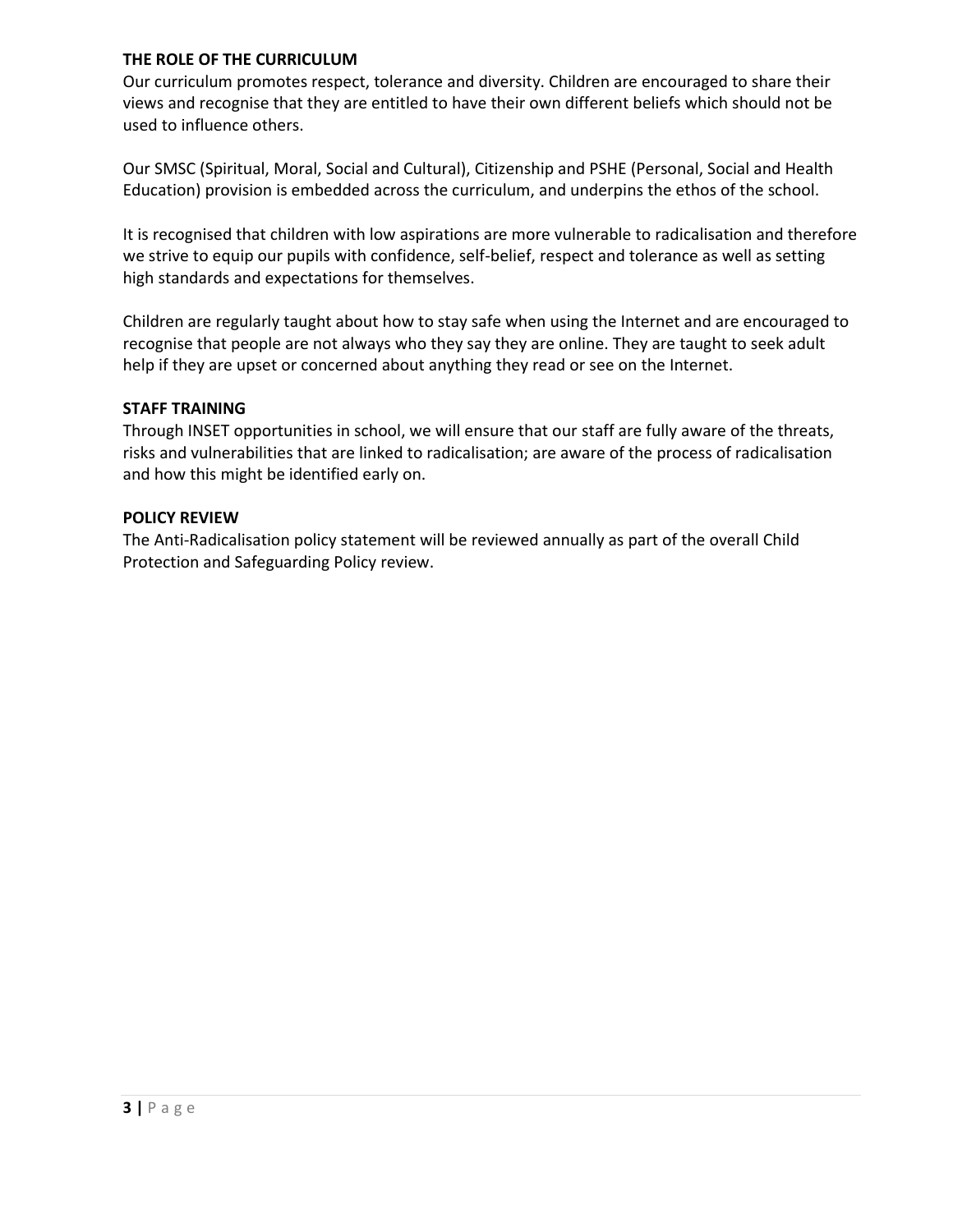**THE ROLE OF THE CURRICULUM**

Our curriculum promotes respect, tolerance and diversity. Children are encouraged to share their views and recognise that they are entitled to have their own different beliefs which should not be used to influence others.

Our SMSC (Spiritual, Moral, Social and Cultural), Citizenship and PSHE (Personal, Social and Health Education) provision is embedded across the curriculum, and underpins the ethos of the school.

It is recognised that children with low aspirations are more vulnerable to radicalisation and therefore we strive to equip our pupils with confidence, self-belief, respect and tolerance as well as setting high standards and expectations for themselves.

Children are regularly taught about how to stay safe when using the Internet and are encouraged to recognise that people are not always who they say they are online. They are taught to seek adult help if they are upset or concerned about anything they read or see on the Internet.

**STAFF TRAINING**

Through INSET opportunities in school, we will ensure that our staff are fully aware of the threats, risks and vulnerabilities that are linked to radicalisation; are aware of the process of radicalisation and how this might be identified early on.

**POLICY REVIEW**

The Anti-Radicalisation policy statement will be reviewed annually as part of the overall Child Protection and Safeguarding Policy review.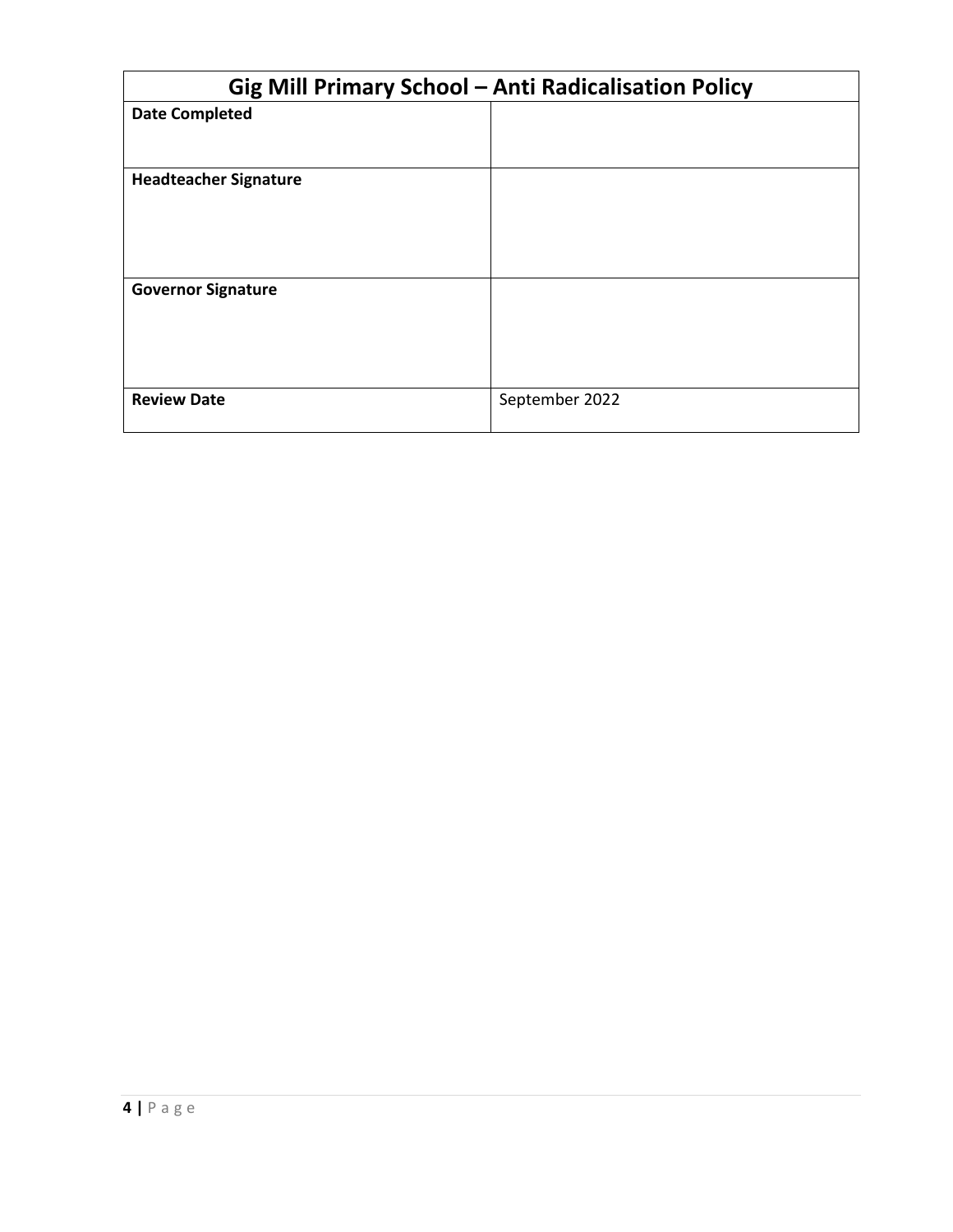| Gig Mill Primary School – Anti Radicalisation Policy | |
|---|---|
| **Date Completed** | |
| **Headteacher Signature** | |
| **Governor Signature** | |
| **Review Date** | September 2022 |